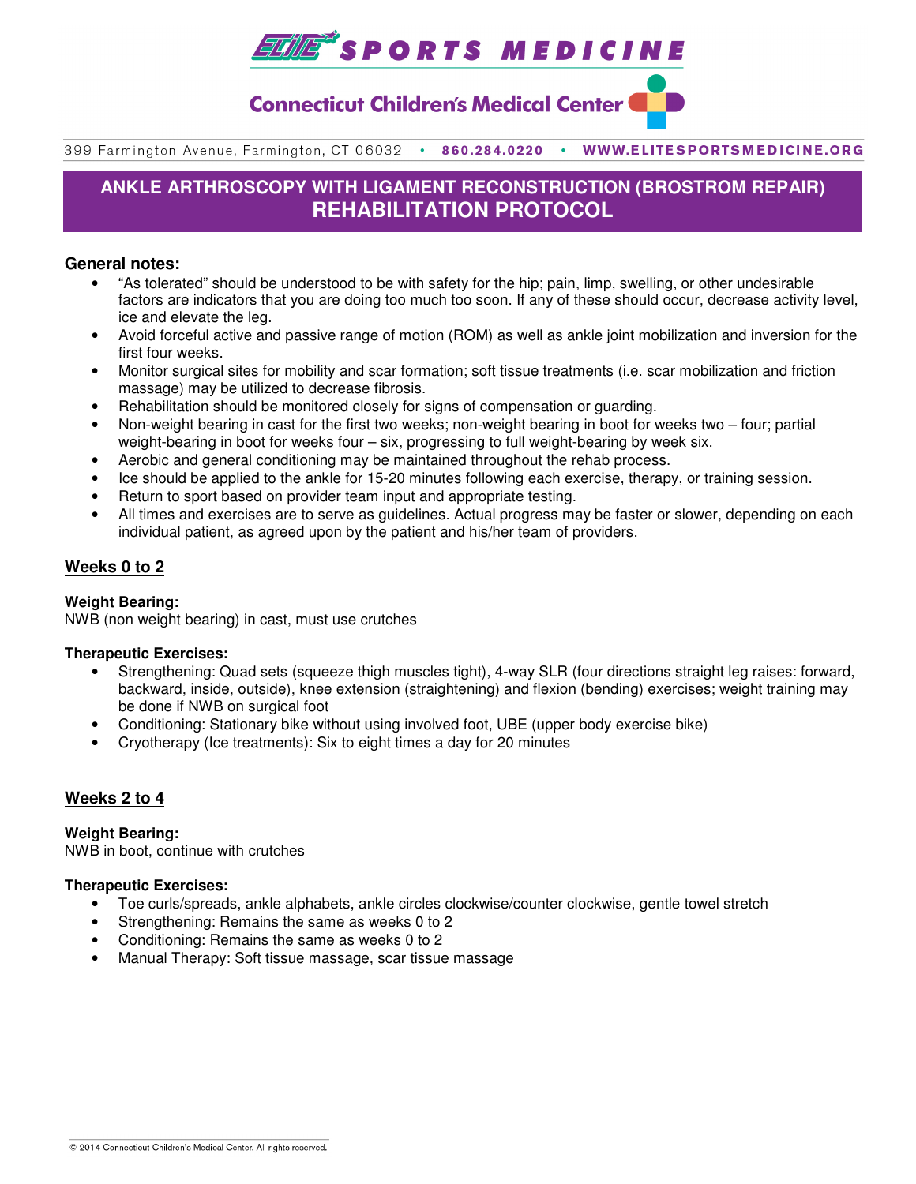# ELITE SPORTS MEDICINE

**Connecticut Children's Medical Center**

399 Farmington Avenue, Farmington, CT 06032 • 860.284.0220 • WWW.ELITESPORTSMEDICINE.ORG

## ANKLE ARTHROSCOPY WITH LIGAMENT RECONSTRUCTION (BROSTROM REPAIR) REHABILITATION PROTOCOL

### General notes:

- "As tolerated" should be understood to be with safety for the hip; pain, limp, swelling, or other undesirable factors are indicators that you are doing too much too soon. If any of these should occur, decrease activity level, ice and elevate the leg.
- Avoid forceful active and passive range of motion (ROM) as well as ankle joint mobilization and inversion for the first four weeks.
- Monitor surgical sites for mobility and scar formation; soft tissue treatments (i.e. scar mobilization and friction massage) may be utilized to decrease fibrosis.
- Rehabilitation should be monitored closely for signs of compensation or guarding.
- Non-weight bearing in cast for the first two weeks; non-weight bearing in boot for weeks two – four; partial weight-bearing in boot for weeks four – six, progressing to full weight-bearing by week six.
- Aerobic and general conditioning may be maintained throughout the rehab process.
- Ice should be applied to the ankle for 15-20 minutes following each exercise, therapy, or training session.
- Return to sport based on provider team input and appropriate testing.
- All times and exercises are to serve as guidelines. Actual progress may be faster or slower, depending on each individual patient, as agreed upon by the patient and his/her team of providers.

### Weeks 0 to 2

**Weight Bearing:**
NWB (non weight bearing) in cast, must use crutches

**Therapeutic Exercises:**

- Strengthening: Quad sets (squeeze thigh muscles tight), 4-way SLR (four directions straight leg raises: forward, backward, inside, outside), knee extension (straightening) and flexion (bending) exercises; weight training may be done if NWB on surgical foot
- Conditioning: Stationary bike without using involved foot, UBE (upper body exercise bike)
- Cryotherapy (Ice treatments): Six to eight times a day for 20 minutes

### Weeks 2 to 4

**Weight Bearing:**
NWB in boot, continue with crutches

**Therapeutic Exercises:**

- Toe curls/spreads, ankle alphabets, ankle circles clockwise/counter clockwise, gentle towel stretch
- Strengthening: Remains the same as weeks 0 to 2
- Conditioning: Remains the same as weeks 0 to 2
- Manual Therapy: Soft tissue massage, scar tissue massage

© 2014 Connecticut Children's Medical Center. All rights reserved.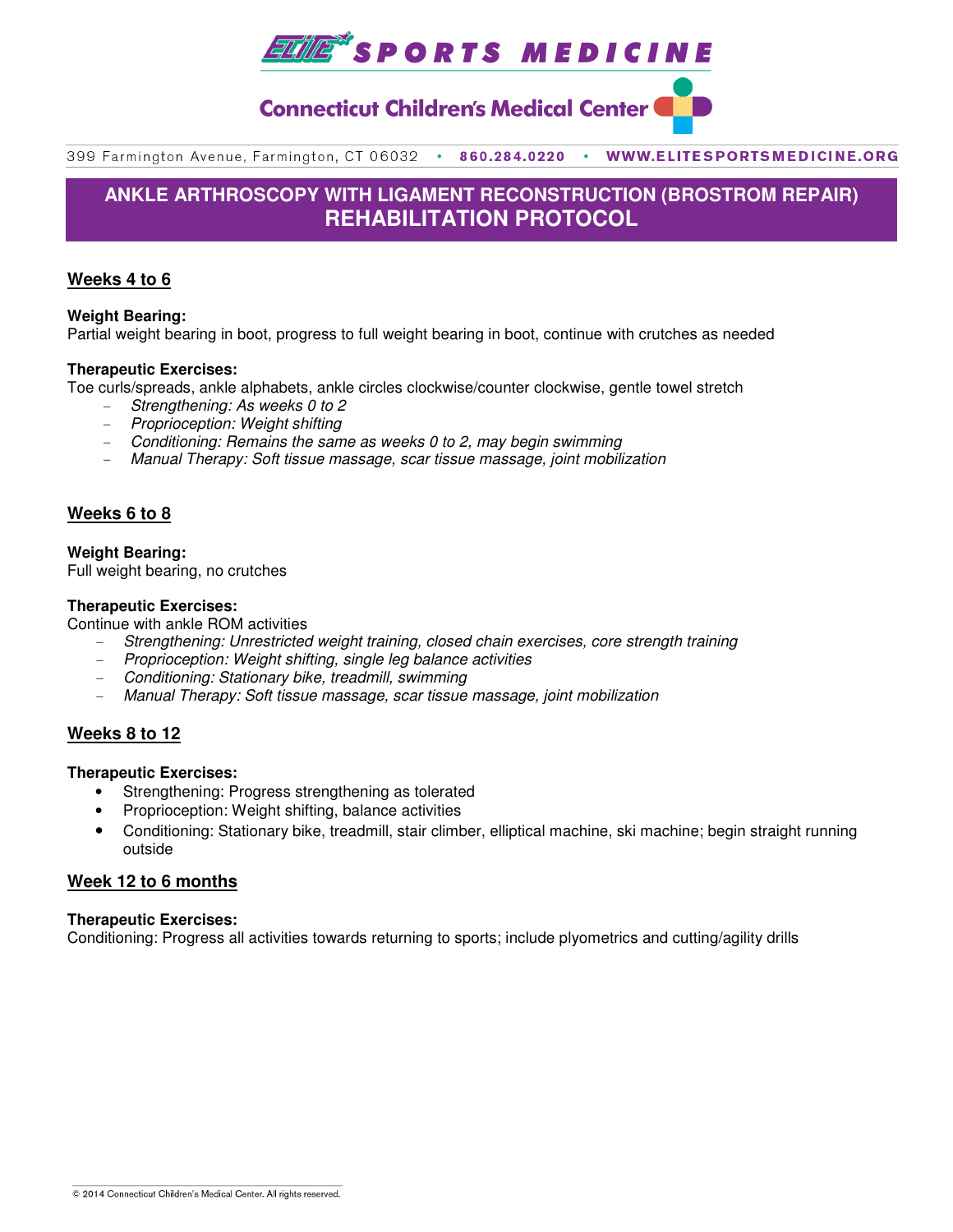# ANKLE ARTHROSCOPY WITH LIGAMENT RECONSTRUCTION (BROSTROM REPAIR) REHABILITATION PROTOCOL

## Weeks 4 to 6

**Weight Bearing:**
Partial weight bearing in boot, progress to full weight bearing in boot, continue with crutches as needed

**Therapeutic Exercises:**
Toe curls/spreads, ankle alphabets, ankle circles clockwise/counter clockwise, gentle towel stretch

- *Strengthening: As weeks 0 to 2*
- *Proprioception: Weight shifting*
- *Conditioning: Remains the same as weeks 0 to 2, may begin swimming*
- *Manual Therapy: Soft tissue massage, scar tissue massage, joint mobilization*

## Weeks 6 to 8

**Weight Bearing:**
Full weight bearing, no crutches

**Therapeutic Exercises:**
Continue with ankle ROM activities

- *Strengthening: Unrestricted weight training, closed chain exercises, core strength training*
- *Proprioception: Weight shifting, single leg balance activities*
- *Conditioning: Stationary bike, treadmill, swimming*
- *Manual Therapy: Soft tissue massage, scar tissue massage, joint mobilization*

## Weeks 8 to 12

**Therapeutic Exercises:**

- Strengthening: Progress strengthening as tolerated
- Proprioception: Weight shifting, balance activities
- Conditioning: Stationary bike, treadmill, stair climber, elliptical machine, ski machine; begin straight running outside

## Week 12 to 6 months

**Therapeutic Exercises:**
Conditioning: Progress all activities towards returning to sports; include plyometrics and cutting/agility drills

© 2014 Connecticut Children's Medical Center. All rights reserved.